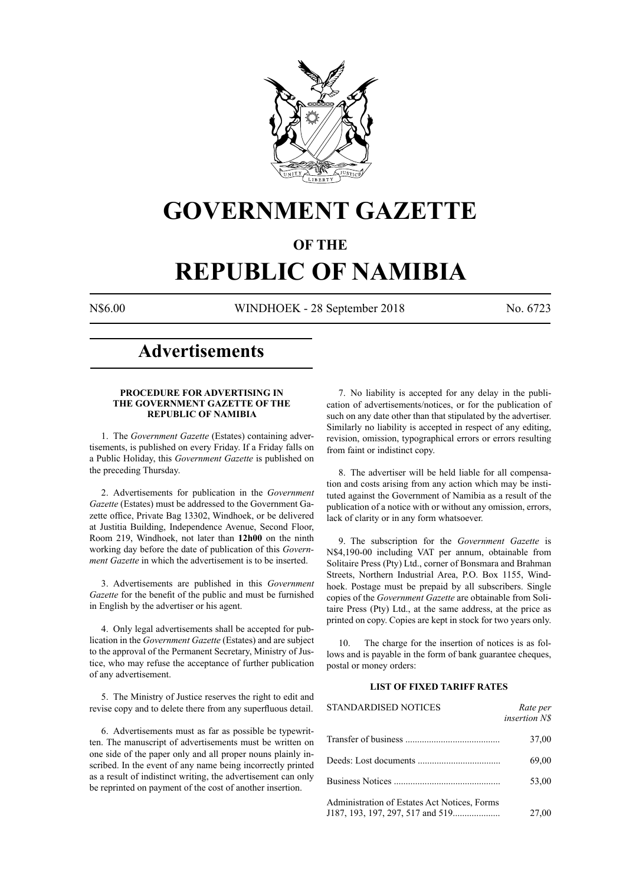# GOVERNMENT GAZETTE

## OF THE

# REPUBLIC OF NAMIBIA

N$6.00 WINDHOEK - 28 September 2018 No. 6723

## Advertisements

### PROCEDURE FOR ADVERTISING IN THE GOVERNMENT GAZETTE OF THE REPUBLIC OF NAMIBIA

1. The *Government Gazette* (Estates) containing advertisements, is published on every Friday. If a Friday falls on a Public Holiday, this *Government Gazette* is published on the preceding Thursday.

2. Advertisements for publication in the *Government Gazette* (Estates) must be addressed to the Government Gazette office, Private Bag 13302, Windhoek, or be delivered at Justitia Building, Independence Avenue, Second Floor, Room 219, Windhoek, not later than **12h00** on the ninth working day before the date of publication of this *Government Gazette* in which the advertisement is to be inserted.

3. Advertisements are published in this *Government Gazette* for the benefit of the public and must be furnished in English by the advertiser or his agent.

4. Only legal advertisements shall be accepted for publication in the *Government Gazette* (Estates) and are subject to the approval of the Permanent Secretary, Ministry of Justice, who may refuse the acceptance of further publication of any advertisement.

5. The Ministry of Justice reserves the right to edit and revise copy and to delete there from any superfluous detail.

6. Advertisements must as far as possible be typewritten. The manuscript of advertisements must be written on one side of the paper only and all proper nouns plainly inscribed. In the event of any name being incorrectly printed as a result of indistinct writing, the advertisement can only be reprinted on payment of the cost of another insertion.

7. No liability is accepted for any delay in the publication of advertisements/notices, or for the publication of such on any date other than that stipulated by the advertiser. Similarly no liability is accepted in respect of any editing, revision, omission, typographical errors or errors resulting from faint or indistinct copy.

8. The advertiser will be held liable for all compensation and costs arising from any action which may be instituted against the Government of Namibia as a result of the publication of a notice with or without any omission, errors, lack of clarity or in any form whatsoever.

9. The subscription for the *Government Gazette* is N$4,190-00 including VAT per annum, obtainable from Solitaire Press (Pty) Ltd., corner of Bonsmara and Brahman Streets, Northern Industrial Area, P.O. Box 1155, Windhoek. Postage must be prepaid by all subscribers. Single copies of the *Government Gazette* are obtainable from Solitaire Press (Pty) Ltd., at the same address, at the price as printed on copy. Copies are kept in stock for two years only.

10. The charge for the insertion of notices is as follows and is payable in the form of bank guarantee cheques, postal or money orders:

### LIST OF FIXED TARIFF RATES

| STANDARDISED NOTICES | *Rate per insertion N$* |
|---|---|
| Transfer of business | 37,00 |
| Deeds: Lost documents | 69,00 |
| Business Notices | 53,00 |
| Administration of Estates Act Notices, Forms J187, 193, 197, 297, 517 and 519 | 27,00 |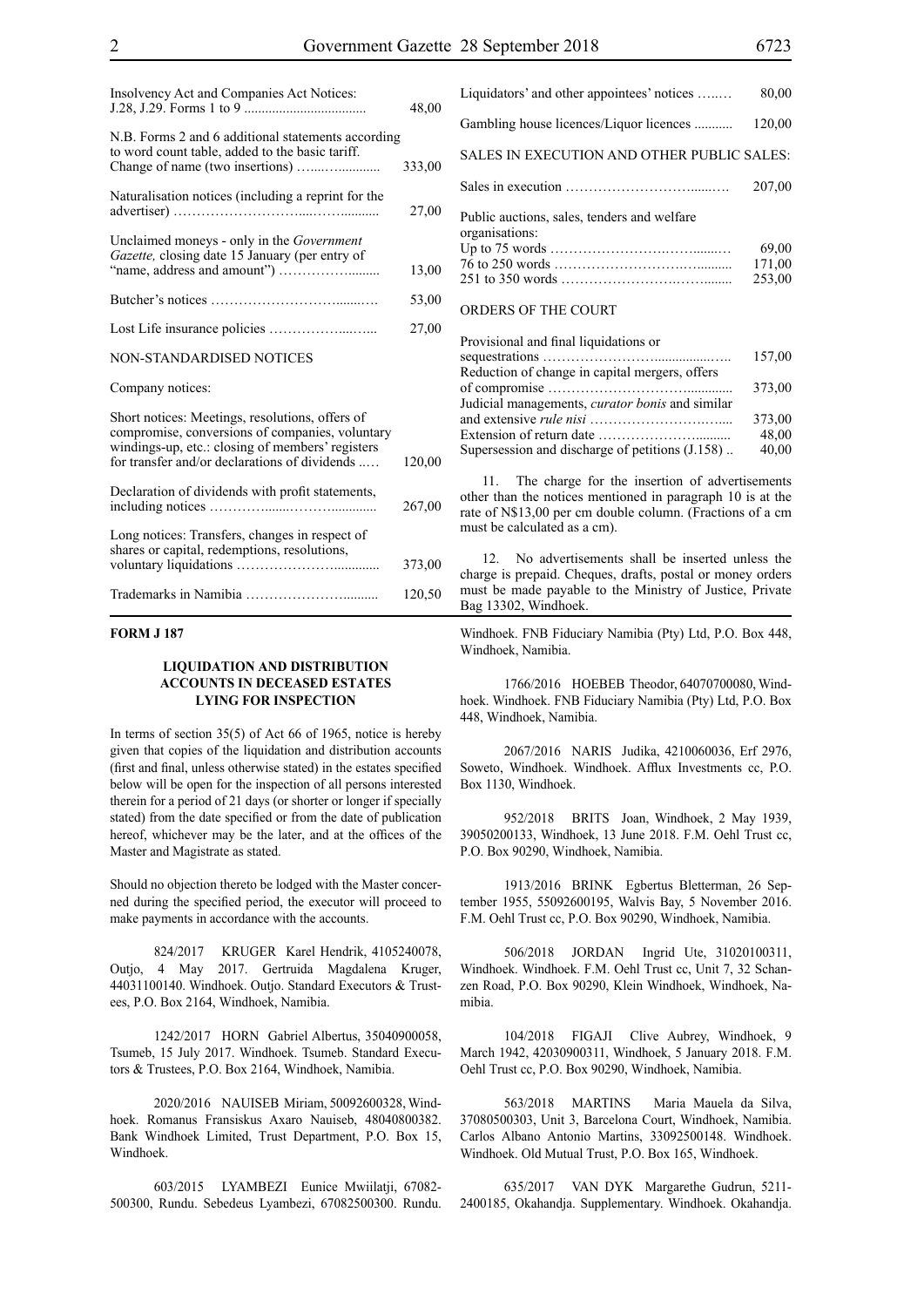| | |
|---|---|
| Insolvency Act and Companies Act Notices: J.28, J.29. Forms 1 to 9 | 48,00 |
| N.B. Forms 2 and 6 additional statements according to word count table, added to the basic tariff. | |
| Change of name (two insertions) | 333,00 |
| Naturalisation notices (including a reprint for the advertiser) | 27,00 |
| Unclaimed moneys - only in the *Government Gazette,* closing date 15 January (per entry of "name, address and amount") | 13,00 |
| Butcher's notices | 53,00 |
| Lost Life insurance policies | 27,00 |
| NON-STANDARDISED NOTICES | |
| Company notices: | |
| Short notices: Meetings, resolutions, offers of compromise, conversions of companies, voluntary windings-up, etc.: closing of members' registers for transfer and/or declarations of dividends | 120,00 |
| Declaration of dividends with profit statements, including notices | 267,00 |
| Long notices: Transfers, changes in respect of shares or capital, redemptions, resolutions, voluntary liquidations | 373,00 |
| Trademarks in Namibia | 120,50 |
| Liquidators' and other appointees' notices | 80,00 |
| Gambling house licences/Liquor licences | 120,00 |
| SALES IN EXECUTION AND OTHER PUBLIC SALES: | |
| Sales in execution | 207,00 |
| Public auctions, sales, tenders and welfare organisations: | |
| Up to 75 words | 69,00 |
| 76 to 250 words | 171,00 |
| 251 to 350 words | 253,00 |
| ORDERS OF THE COURT | |
| Provisional and final liquidations or sequestrations | 157,00 |
| Reduction of change in capital mergers, offers of compromise | 373,00 |
| Judicial managements, *curator bonis* and similar and extensive *rule nisi* | 373,00 |
| Extension of return date | 48,00 |
| Supersession and discharge of petitions (J.158) | 40,00 |

11. The charge for the insertion of advertisements other than the notices mentioned in paragraph 10 is at the rate of N$13,00 per cm double column. (Fractions of a cm must be calculated as a cm).

12. No advertisements shall be inserted unless the charge is prepaid. Cheques, drafts, postal or money orders must be made payable to the Ministry of Justice, Private Bag 13302, Windhoek.

**FORM J 187**

**LIQUIDATION AND DISTRIBUTION ACCOUNTS IN DECEASED ESTATES LYING FOR INSPECTION**

In terms of section 35(5) of Act 66 of 1965, notice is hereby given that copies of the liquidation and distribution accounts (first and final, unless otherwise stated) in the estates specified below will be open for the inspection of all persons interested therein for a period of 21 days (or shorter or longer if specially stated) from the date specified or from the date of publication hereof, whichever may be the later, and at the offices of the Master and Magistrate as stated.

Should no objection thereto be lodged with the Master concerned during the specified period, the executor will proceed to make payments in accordance with the accounts.

824/2017 KRUGER Karel Hendrik, 4105240078, Outjo, 4 May 2017. Gertruida Magdalena Kruger, 44031100140. Windhoek. Outjo. Standard Executors & Trustees, P.O. Box 2164, Windhoek, Namibia.

1242/2017 HORN Gabriel Albertus, 35040900058, Tsumeb, 15 July 2017. Windhoek. Tsumeb. Standard Executors & Trustees, P.O. Box 2164, Windhoek, Namibia.

2020/2016 NAUISEB Miriam, 50092600328, Windhoek. Romanus Fransiskus Axaro Nauiseb, 48040800382. Bank Windhoek Limited, Trust Department, P.O. Box 15, Windhoek.

603/2015 LYAMBEZI Eunice Mwiilatji, 67082-500300, Rundu. Sebedeus Lyambezi, 67082500300. Rundu. Windhoek. FNB Fiduciary Namibia (Pty) Ltd, P.O. Box 448, Windhoek, Namibia.

1766/2016 HOEBEB Theodor, 64070700080, Windhoek. Windhoek. FNB Fiduciary Namibia (Pty) Ltd, P.O. Box 448, Windhoek, Namibia.

2067/2016 NARIS Judika, 4210060036, Erf 2976, Soweto, Windhoek. Windhoek. Afflux Investments cc, P.O. Box 1130, Windhoek.

952/2018 BRITS Joan, Windhoek, 2 May 1939, 39050200133, Windhoek, 13 June 2018. F.M. Oehl Trust cc, P.O. Box 90290, Windhoek, Namibia.

1913/2016 BRINK Egbertus Bletterman, 26 September 1955, 55092600195, Walvis Bay, 5 November 2016. F.M. Oehl Trust cc, P.O. Box 90290, Windhoek, Namibia.

506/2018 JORDAN Ingrid Ute, 31020100311, Windhoek. Windhoek. F.M. Oehl Trust cc, Unit 7, 32 Schanzen Road, P.O. Box 90290, Klein Windhoek, Windhoek, Namibia.

104/2018 FIGAJI Clive Aubrey, Windhoek, 9 March 1942, 42030900311, Windhoek, 5 January 2018. F.M. Oehl Trust cc, P.O. Box 90290, Windhoek, Namibia.

563/2018 MARTINS Maria Mauela da Silva, 37080500303, Unit 3, Barcelona Court, Windhoek, Namibia. Carlos Albano Antonio Martins, 33092500148. Windhoek. Windhoek. Old Mutual Trust, P.O. Box 165, Windhoek.

635/2017 VAN DYK Margarethe Gudrun, 5211-2400185, Okahandja. Supplementary. Windhoek. Okahandja.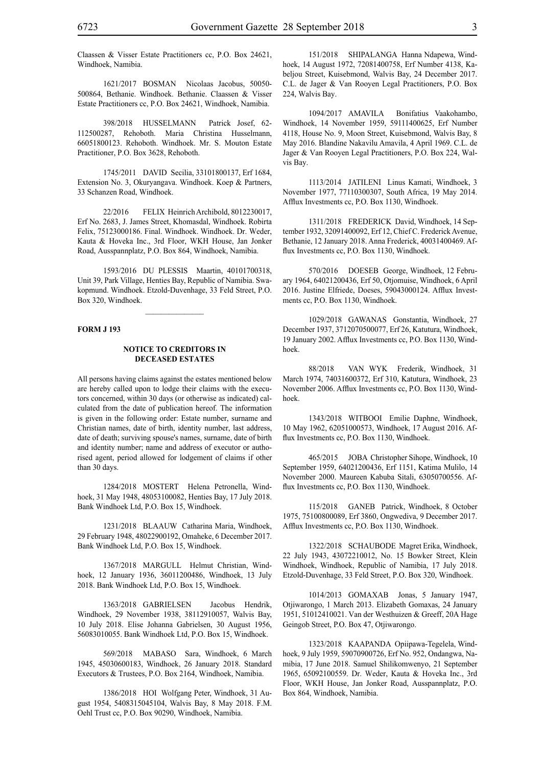Claassen & Visser Estate Practitioners cc, P.O. Box 24621, Windhoek, Namibia.

1621/2017 BOSMAN Nicolaas Jacobus, 50050-500864, Bethanie. Windhoek. Bethanie. Claassen & Visser Estate Practitioners cc, P.O. Box 24621, Windhoek, Namibia.

398/2018 HUSSELMANN Patrick Josef, 62-112500287, Rehoboth. Maria Christina Husselmann, 66051800123. Rehoboth. Windhoek. Mr. S. Mouton Estate Practitioner, P.O. Box 3628, Rehoboth.

1745/2011 DAVID Secilia, 33101800137, Erf 1684, Extension No. 3, Okuryangava. Windhoek. Koep & Partners, 33 Schanzen Road, Windhoek.

22/2016 FELIX Heinrich Archibold, 8012230017, Erf No. 2683, J. James Street, Khomasdal, Windhoek. Robirta Felix, 75123000186. Final. Windhoek. Windhoek. Dr. Weder, Kauta & Hoveka Inc., 3rd Floor, WKH House, Jan Jonker Road, Ausspannplatz, P.O. Box 864, Windhoek, Namibia.

1593/2016 DU PLESSIS Maartin, 40101700318, Unit 39, Park Village, Henties Bay, Republic of Namibia. Swakopmund. Windhoek. Etzold-Duvenhage, 33 Feld Street, P.O. Box 320, Windhoek.

**FORM J 193**

## NOTICE TO CREDITORS IN DECEASED ESTATES

All persons having claims against the estates mentioned below are hereby called upon to lodge their claims with the executors concerned, within 30 days (or otherwise as indicated) calculated from the date of publication hereof. The information is given in the following order: Estate number, surname and Christian names, date of birth, identity number, last address, date of death; surviving spouse's names, surname, date of birth and identity number; name and address of executor or authorised agent, period allowed for lodgement of claims if other than 30 days.

1284/2018 MOSTERT Helena Petronella, Windhoek, 31 May 1948, 48053100082, Henties Bay, 17 July 2018. Bank Windhoek Ltd, P.O. Box 15, Windhoek.

1231/2018 BLAAUW Catharina Maria, Windhoek, 29 February 1948, 48022900192, Omaheke, 6 December 2017. Bank Windhoek Ltd, P.O. Box 15, Windhoek.

1367/2018 MARGULL Helmut Christian, Windhoek, 12 January 1936, 36011200486, Windhoek, 13 July 2018. Bank Windhoek Ltd, P.O. Box 15, Windhoek.

1363/2018 GABRIELSEN Jacobus Hendrik, Windhoek, 29 November 1938, 38112910057, Walvis Bay, 10 July 2018. Elise Johanna Gabrielsen, 30 August 1956, 56083010055. Bank Windhoek Ltd, P.O. Box 15, Windhoek.

569/2018 MABASO Sara, Windhoek, 6 March 1945, 45030600183, Windhoek, 26 January 2018. Standard Executors & Trustees, P.O. Box 2164, Windhoek, Namibia.

1386/2018 HOI Wolfgang Peter, Windhoek, 31 August 1954, 5408315045104, Walvis Bay, 8 May 2018. F.M. Oehl Trust cc, P.O. Box 90290, Windhoek, Namibia.

151/2018 SHIPALANGA Hanna Ndapewa, Windhoek, 14 August 1972, 72081400758, Erf Number 4138, Kabeljou Street, Kuisebmond, Walvis Bay, 24 December 2017. C.L. de Jager & Van Rooyen Legal Practitioners, P.O. Box 224, Walvis Bay.

1094/2017 AMAVILA Bonifatius Vaakohambo, Windhoek, 14 November 1959, 59111400625, Erf Number 4118, House No. 9, Moon Street, Kuisebmond, Walvis Bay, 8 May 2016. Blandine Nakavilu Amavila, 4 April 1969. C.L. de Jager & Van Rooyen Legal Practitioners, P.O. Box 224, Walvis Bay.

1113/2014 JATILENI Linus Kamati, Windhoek, 3 November 1977, 77110300307, South Africa, 19 May 2014. Afflux Investments cc, P.O. Box 1130, Windhoek.

1311/2018 FREDERICK David, Windhoek, 14 September 1932, 32091400092, Erf 12, Chief C. Frederick Avenue, Bethanie, 12 January 2018. Anna Frederick, 40031400469. Afflux Investments cc, P.O. Box 1130, Windhoek.

570/2016 DOESEB George, Windhoek, 12 February 1964, 64021200436, Erf 50, Otjomuise, Windhoek, 6 April 2016. Justine Elfriede, Doeses, 59043000124. Afflux Investments cc, P.O. Box 1130, Windhoek.

1029/2018 GAWANAS Gonstantia, Windhoek, 27 December 1937, 3712070500077, Erf 26, Katutura, Windhoek, 19 January 2002. Afflux Investments cc, P.O. Box 1130, Windhoek.

88/2018 VAN WYK Frederik, Windhoek, 31 March 1974, 74031600372, Erf 310, Katutura, Windhoek, 23 November 2006. Afflux Investments cc, P.O. Box 1130, Windhoek.

1343/2018 WITBOOI Emilie Daphne, Windhoek, 10 May 1962, 62051000573, Windhoek, 17 August 2016. Afflux Investments cc, P.O. Box 1130, Windhoek.

465/2015 JOBA Christopher Sihope, Windhoek, 10 September 1959, 64021200436, Erf 1151, Katima Mulilo, 14 November 2000. Maureen Kabuba Sitali, 63050700556. Afflux Investments cc, P.O. Box 1130, Windhoek.

115/2018 GANEB Patrick, Windhoek, 8 October 1975, 75100800089, Erf 3860, Ongwediva, 9 December 2017. Afflux Investments cc, P.O. Box 1130, Windhoek.

1322/2018 SCHAUBODE Magret Erika, Windhoek, 22 July 1943, 43072210012, No. 15 Bowker Street, Klein Windhoek, Windhoek, Republic of Namibia, 17 July 2018. Etzold-Duvenhage, 33 Feld Street, P.O. Box 320, Windhoek.

1014/2013 GOMAXAB Jonas, 5 January 1947, Otjiwarongo, 1 March 2013. Elizabeth Gomaxas, 24 January 1951, 51012410021. Van der Westhuizen & Greeff, 20A Hage Geingob Street, P.O. Box 47, Otjiwarongo.

1323/2018 KAAPANDA Opiipawa-Tegelela, Windhoek, 9 July 1959, 59070900726, Erf No. 952, Ondangwa, Namibia, 17 June 2018. Samuel Shilikomwenyo, 21 September 1965, 65092100559. Dr. Weder, Kauta & Hoveka Inc., 3rd Floor, WKH House, Jan Jonker Road, Ausspannplatz, P.O. Box 864, Windhoek, Namibia.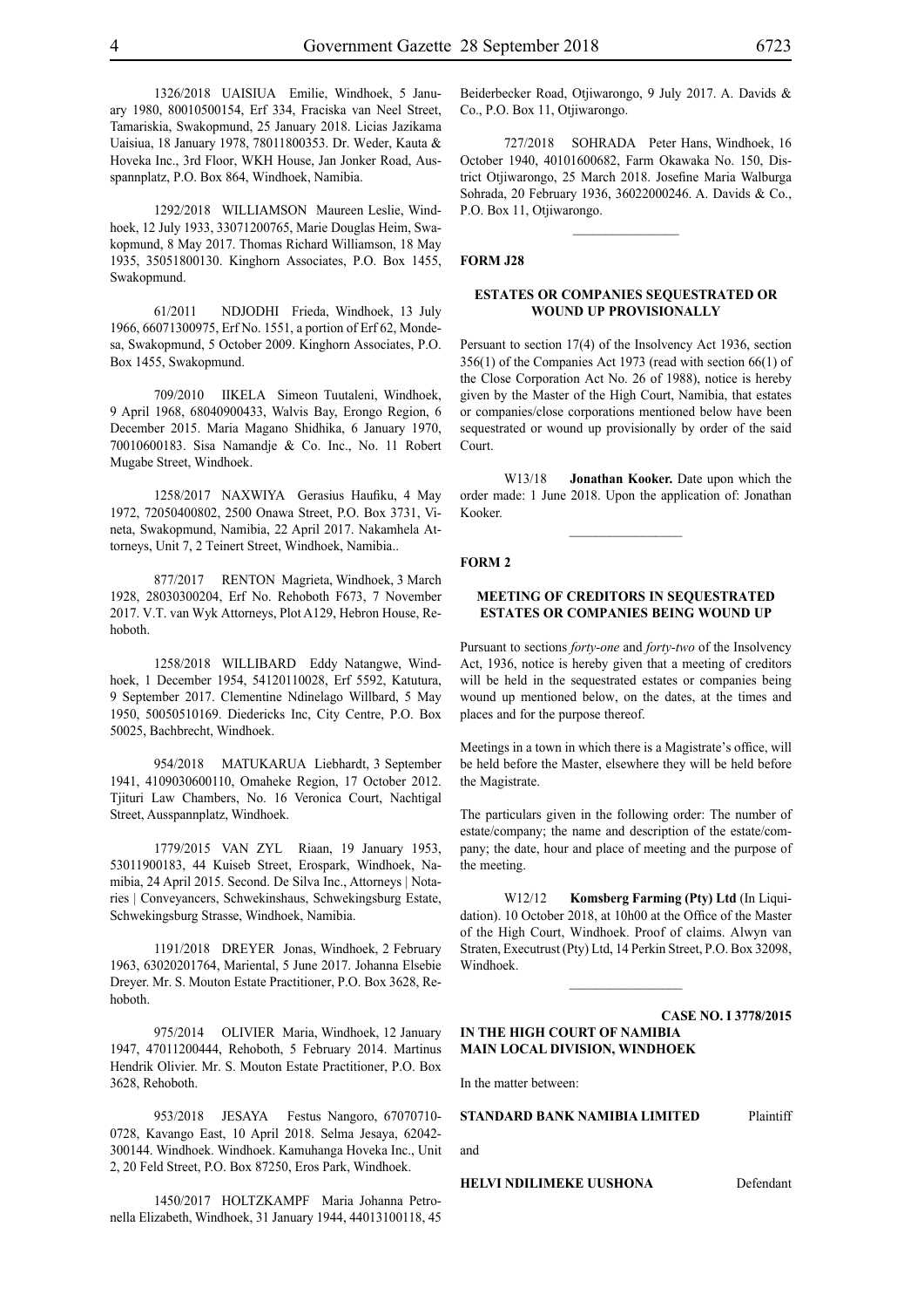1326/2018 UAISIUA Emilie, Windhoek, 5 January 1980, 80010500154, Erf 334, Fraciska van Neel Street, Tamariskia, Swakopmund, 25 January 2018. Licias Jazikama Uaisiua, 18 January 1978, 78011800353. Dr. Weder, Kauta & Hoveka Inc., 3rd Floor, WKH House, Jan Jonker Road, Ausspannplatz, P.O. Box 864, Windhoek, Namibia.

1292/2018 WILLIAMSON Maureen Leslie, Windhoek, 12 July 1933, 33071200765, Marie Douglas Heim, Swakopmund, 8 May 2017. Thomas Richard Williamson, 18 May 1935, 35051800130. Kinghorn Associates, P.O. Box 1455, Swakopmund.

61/2011 NDJODHI Frieda, Windhoek, 13 July 1966, 66071300975, Erf No. 1551, a portion of Erf 62, Mondesa, Swakopmund, 5 October 2009. Kinghorn Associates, P.O. Box 1455, Swakopmund.

709/2010 IIKELA Simeon Tuutaleni, Windhoek, 9 April 1968, 68040900433, Walvis Bay, Erongo Region, 6 December 2015. Maria Magano Shidhika, 6 January 1970, 70010600183. Sisa Namandje & Co. Inc., No. 11 Robert Mugabe Street, Windhoek.

1258/2017 NAXWIYA Gerasius Haufiku, 4 May 1972, 72050400802, 2500 Onawa Street, P.O. Box 3731, Vineta, Swakopmund, Namibia, 22 April 2017. Nakamhela Attorneys, Unit 7, 2 Teinert Street, Windhoek, Namibia..

877/2017 RENTON Magrieta, Windhoek, 3 March 1928, 28030300204, Erf No. Rehoboth F673, 7 November 2017. V.T. van Wyk Attorneys, Plot A129, Hebron House, Rehoboth.

1258/2018 WILLIBARD Eddy Natangwe, Windhoek, 1 December 1954, 54120110028, Erf 5592, Katutura, 9 September 2017. Clementine Ndinelago Willbard, 5 May 1950, 50050510169. Diedericks Inc, City Centre, P.O. Box 50025, Bachbrecht, Windhoek.

954/2018 MATUKARUA Liebhardt, 3 September 1941, 4109030600110, Omaheke Region, 17 October 2012. Tjituri Law Chambers, No. 16 Veronica Court, Nachtigal Street, Ausspannplatz, Windhoek.

1779/2015 VAN ZYL Riaan, 19 January 1953, 53011900183, 44 Kuiseb Street, Erospark, Windhoek, Namibia, 24 April 2015. Second. De Silva Inc., Attorneys | Notaries | Conveyancers, Schwekinshaus, Schwekingsburg Estate, Schwekingsburg Strasse, Windhoek, Namibia.

1191/2018 DREYER Jonas, Windhoek, 2 February 1963, 63020201764, Mariental, 5 June 2017. Johanna Elsebie Dreyer. Mr. S. Mouton Estate Practitioner, P.O. Box 3628, Rehoboth.

975/2014 OLIVIER Maria, Windhoek, 12 January 1947, 47011200444, Rehoboth, 5 February 2014. Martinus Hendrik Olivier. Mr. S. Mouton Estate Practitioner, P.O. Box 3628, Rehoboth.

953/2018 JESAYA Festus Nangoro, 67070710-0728, Kavango East, 10 April 2018. Selma Jesaya, 62042-300144. Windhoek. Windhoek. Kamuhanga Hoveka Inc., Unit 2, 20 Feld Street, P.O. Box 87250, Eros Park, Windhoek.

1450/2017 HOLTZKAMPF Maria Johanna Petronella Elizabeth, Windhoek, 31 January 1944, 44013100118, 45 Beiderbecker Road, Otjiwarongo, 9 July 2017. A. Davids & Co., P.O. Box 11, Otjiwarongo.

727/2018 SOHRADA Peter Hans, Windhoek, 16 October 1940, 40101600682, Farm Okawaka No. 150, District Otjiwarongo, 25 March 2018. Josefine Maria Walburga Sohrada, 20 February 1936, 36022000246. A. Davids & Co., P.O. Box 11, Otjiwarongo.

---

**FORM J28**

**ESTATES OR COMPANIES SEQUESTRATED OR WOUND UP PROVISIONALLY**

Persuant to section 17(4) of the Insolvency Act 1936, section 356(1) of the Companies Act 1973 (read with section 66(1) of the Close Corporation Act No. 26 of 1988), notice is hereby given by the Master of the High Court, Namibia, that estates or companies/close corporations mentioned below have been sequestrated or wound up provisionally by order of the said Court.

W13/18 **Jonathan Kooker.** Date upon which the order made: 1 June 2018. Upon the application of: Jonathan Kooker.

---

**FORM 2**

**MEETING OF CREDITORS IN SEQUESTRATED ESTATES OR COMPANIES BEING WOUND UP**

Pursuant to sections *forty-one* and *forty-two* of the Insolvency Act, 1936, notice is hereby given that a meeting of creditors will be held in the sequestrated estates or companies being wound up mentioned below, on the dates, at the times and places and for the purpose thereof.

Meetings in a town in which there is a Magistrate's office, will be held before the Master, elsewhere they will be held before the Magistrate.

The particulars given in the following order: The number of estate/company; the name and description of the estate/company; the date, hour and place of meeting and the purpose of the meeting.

W12/12 **Komsberg Farming (Pty) Ltd** (In Liquidation). 10 October 2018, at 10h00 at the Office of the Master of the High Court, Windhoek. Proof of claims. Alwyn van Straten, Executrust (Pty) Ltd, 14 Perkin Street, P.O. Box 32098, Windhoek.

---

**CASE NO. I 3778/2015**

**IN THE HIGH COURT OF NAMIBIA**
**MAIN LOCAL DIVISION, WINDHOEK**

In the matter between:

**STANDARD BANK NAMIBIA LIMITED** Plaintiff

and

**HELVI NDILIMEKE UUSHONA** Defendant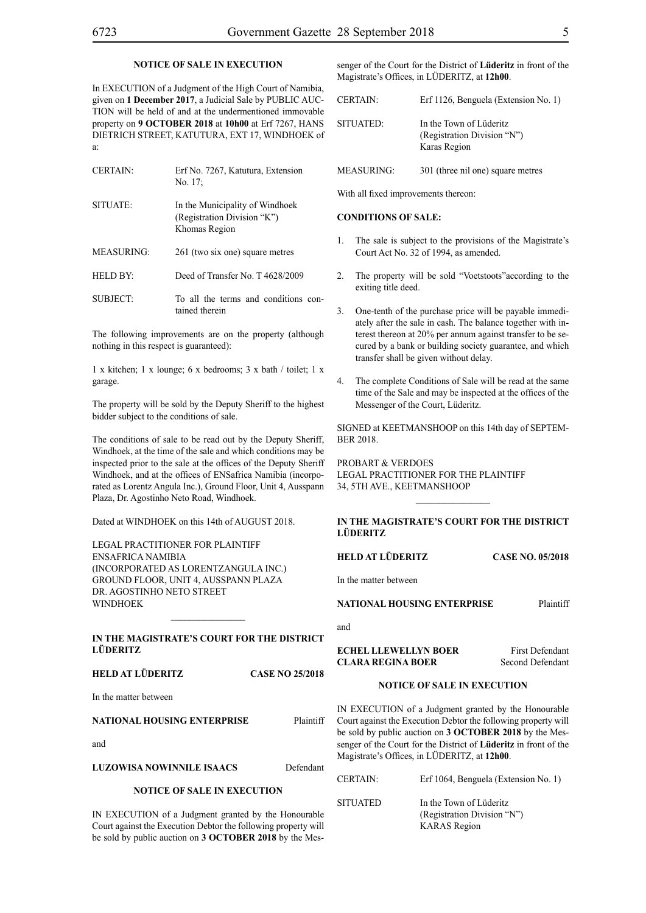**NOTICE OF SALE IN EXECUTION**

In EXECUTION of a Judgment of the High Court of Namibia, given on **1 December 2017**, a Judicial Sale by PUBLIC AUCTION will be held of and at the undermentioned immovable property on **9 OCTOBER 2018** at **10h00** at Erf 7267, HANS DIETRICH STREET, KATUTURA, EXT 17, WINDHOEK of a:

| | |
|---|---|
| CERTAIN: | Erf No. 7267, Katutura, Extension No. 17; |
| SITUATE: | In the Municipality of Windhoek (Registration Division "K") Khomas Region |
| MEASURING: | 261 (two six one) square metres |
| HELD BY: | Deed of Transfer No. T 4628/2009 |
| SUBJECT: | To all the terms and conditions contained therein |

The following improvements are on the property (although nothing in this respect is guaranteed):

1 x kitchen; 1 x lounge; 6 x bedrooms; 3 x bath / toilet; 1 x garage.

The property will be sold by the Deputy Sheriff to the highest bidder subject to the conditions of sale.

The conditions of sale to be read out by the Deputy Sheriff, Windhoek, at the time of the sale and which conditions may be inspected prior to the sale at the offices of the Deputy Sheriff Windhoek, and at the offices of ENSafrica Namibia (incorporated as Lorentz Angula Inc.), Ground Floor, Unit 4, Ausspann Plaza, Dr. Agostinho Neto Road, Windhoek.

Dated at WINDHOEK on this 14th of AUGUST 2018.

LEGAL PRACTITIONER FOR PLAINTIFF
ENSAFRICA NAMIBIA
(INCORPORATED AS LORENTZANGULA INC.)
GROUND FLOOR, UNIT 4, AUSSPANN PLAZA
DR. AGOSTINHO NETO STREET
WINDHOEK

---

**IN THE MAGISTRATE'S COURT FOR THE DISTRICT LÜDERITZ**

**HELD AT LÜDERITZ** **CASE NO 25/2018**

In the matter between

**NATIONAL HOUSING ENTERPRISE** Plaintiff

and

**LUZOWISA NOWINNILE ISAACS** Defendant

**NOTICE OF SALE IN EXECUTION**

IN EXECUTION of a Judgment granted by the Honourable Court against the Execution Debtor the following property will be sold by public auction on **3 OCTOBER 2018** by the Messenger of the Court for the District of **Lüderitz** in front of the Magistrate's Offices, in LÜDERITZ, at **12h00**.

| | |
|---|---|
| CERTAIN: | Erf 1126, Benguela (Extension No. 1) |
| SITUATED: | In the Town of Lüderitz (Registration Division "N") Karas Region |
| MEASURING: | 301 (three nil one) square metres |

With all fixed improvements thereon:

**CONDITIONS OF SALE:**

1. The sale is subject to the provisions of the Magistrate's Court Act No. 32 of 1994, as amended.
2. The property will be sold "Voetstoots"according to the exiting title deed.
3. One-tenth of the purchase price will be payable immediately after the sale in cash. The balance together with interest thereon at 20% per annum against transfer to be secured by a bank or building society guarantee, and which transfer shall be given without delay.
4. The complete Conditions of Sale will be read at the same time of the Sale and may be inspected at the offices of the Messenger of the Court, Lüderitz.

SIGNED at KEETMANSHOOP on this 14th day of SEPTEMBER 2018.

PROBART & VERDOES
LEGAL PRACTITIONER FOR THE PLAINTIFF
34, 5TH AVE., KEETMANSHOOP

---

**IN THE MAGISTRATE'S COURT FOR THE DISTRICT LÜDERITZ**

**HELD AT LÜDERITZ** **CASE NO. 05/2018**

In the matter between

**NATIONAL HOUSING ENTERPRISE** Plaintiff

and

**ECHEL LLEWELLYN BOER** First Defendant
**CLARA REGINA BOER** Second Defendant

**NOTICE OF SALE IN EXECUTION**

IN EXECUTION of a Judgment granted by the Honourable Court against the Execution Debtor the following property will be sold by public auction on **3 OCTOBER 2018** by the Messenger of the Court for the District of **Lüderitz** in front of the Magistrate's Offices, in LÜDERITZ, at **12h00**.

| | |
|---|---|
| CERTAIN: | Erf 1064, Benguela (Extension No. 1) |
| SITUATED | In the Town of Lüderitz (Registration Division "N") KARAS Region |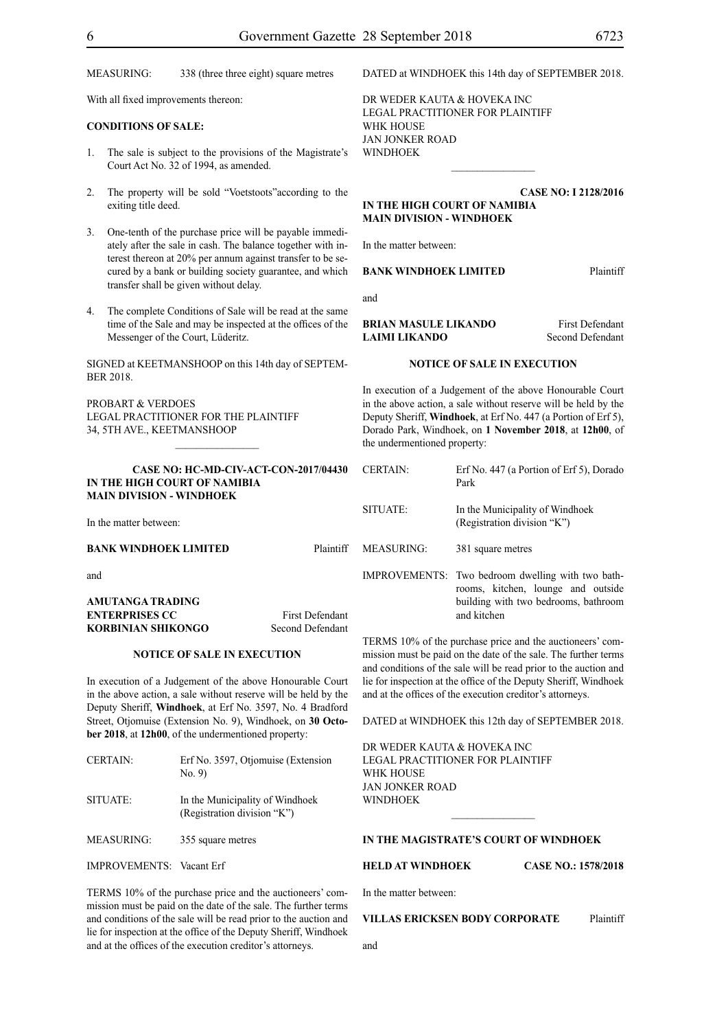MEASURING: 338 (three three eight) square metres

With all fixed improvements thereon:

**CONDITIONS OF SALE:**

1. The sale is subject to the provisions of the Magistrate's Court Act No. 32 of 1994, as amended.

2. The property will be sold "Voetstoots"according to the exiting title deed.

3. One-tenth of the purchase price will be payable immediately after the sale in cash. The balance together with interest thereon at 20% per annum against transfer to be secured by a bank or building society guarantee, and which transfer shall be given without delay.

4. The complete Conditions of Sale will be read at the same time of the Sale and may be inspected at the offices of the Messenger of the Court, Lüderitz.

SIGNED at KEETMANSHOOP on this 14th day of SEPTEMBER 2018.

PROBART & VERDOES
LEGAL PRACTITIONER FOR THE PLAINTIFF
34, 5TH AVE., KEETMANSHOOP

---

**CASE NO: HC-MD-CIV-ACT-CON-2017/04430**

**IN THE HIGH COURT OF NAMIBIA**
**MAIN DIVISION - WINDHOEK**

In the matter between:

**BANK WINDHOEK LIMITED** Plaintiff

and

**AMUTANGA TRADING ENTERPRISES CC** First Defendant
**KORBINIAN SHIKONGO** Second Defendant

**NOTICE OF SALE IN EXECUTION**

In execution of a Judgement of the above Honourable Court in the above action, a sale without reserve will be held by the Deputy Sheriff, **Windhoek**, at Erf No. 3597, No. 4 Bradford Street, Otjomuise (Extension No. 9), Windhoek, on **30 October 2018**, at **12h00**, of the undermentioned property:

| | |
|---|---|
| CERTAIN: | Erf No. 3597, Otjomuise (Extension No. 9) |
| SITUATE: | In the Municipality of Windhoek (Registration division "K") |
| MEASURING: | 355 square metres |
| IMPROVEMENTS: | Vacant Erf |

TERMS 10% of the purchase price and the auctioneers' commission must be paid on the date of the sale. The further terms and conditions of the sale will be read prior to the auction and lie for inspection at the office of the Deputy Sheriff, Windhoek and at the offices of the execution creditor's attorneys.

DATED at WINDHOEK this 14th day of SEPTEMBER 2018.

DR WEDER KAUTA & HOVEKA INC
LEGAL PRACTITIONER FOR PLAINTIFF
WHK HOUSE
JAN JONKER ROAD
WINDHOEK

---

**CASE NO: I 2128/2016**

**IN THE HIGH COURT OF NAMIBIA**
**MAIN DIVISION - WINDHOEK**

In the matter between:

**BANK WINDHOEK LIMITED** Plaintiff

and

**BRIAN MASULE LIKANDO** First Defendant
**LAIMI LIKANDO** Second Defendant

**NOTICE OF SALE IN EXECUTION**

In execution of a Judgement of the above Honourable Court in the above action, a sale without reserve will be held by the Deputy Sheriff, **Windhoek**, at Erf No. 447 (a Portion of Erf 5), Dorado Park, Windhoek, on **1 November 2018**, at **12h00**, of the undermentioned property:

| | |
|---|---|
| CERTAIN: | Erf No. 447 (a Portion of Erf 5), Dorado Park |
| SITUATE: | In the Municipality of Windhoek (Registration division "K") |
| MEASURING: | 381 square metres |
| IMPROVEMENTS: | Two bedroom dwelling with two bathrooms, kitchen, lounge and outside building with two bedrooms, bathroom and kitchen |

TERMS 10% of the purchase price and the auctioneers' commission must be paid on the date of the sale. The further terms and conditions of the sale will be read prior to the auction and lie for inspection at the office of the Deputy Sheriff, Windhoek and at the offices of the execution creditor's attorneys.

DATED at WINDHOEK this 12th day of SEPTEMBER 2018.

DR WEDER KAUTA & HOVEKA INC
LEGAL PRACTITIONER FOR PLAINTIFF
WHK HOUSE
JAN JONKER ROAD
WINDHOEK

---

**IN THE MAGISTRATE'S COURT OF WINDHOEK**

**HELD AT WINDHOEK** **CASE NO.: 1578/2018**

In the matter between:

**VILLAS ERICKSEN BODY CORPORATE** Plaintiff

and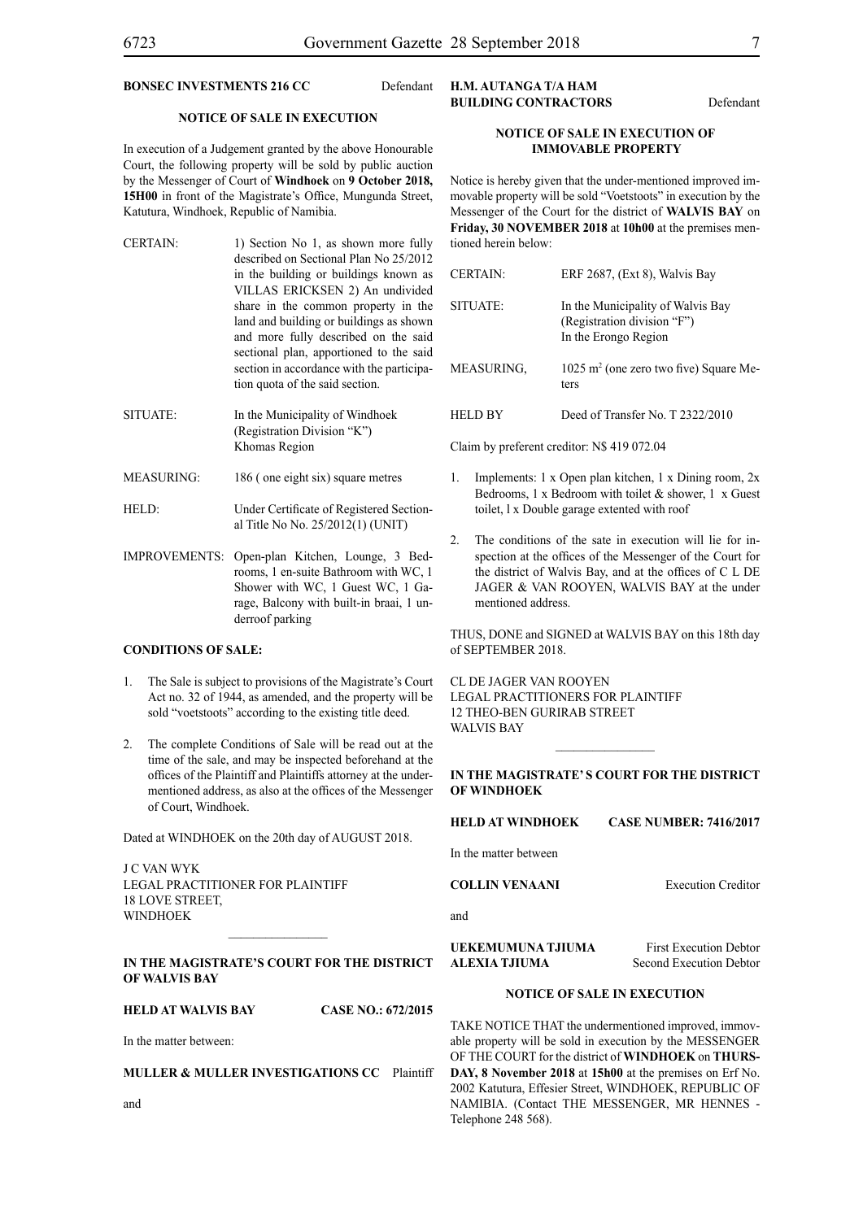**BONSEC INVESTMENTS 216 CC** Defendant

**NOTICE OF SALE IN EXECUTION**

In execution of a Judgement granted by the above Honourable Court, the following property will be sold by public auction by the Messenger of Court of **Windhoek** on **9 October 2018, 15H00** in front of the Magistrate's Office, Mungunda Street, Katutura, Windhoek, Republic of Namibia.

| | |
|---|---|
| CERTAIN: | 1) Section No 1, as shown more fully described on Sectional Plan No 25/2012 in the building or buildings known as VILLAS ERICKSEN 2) An undivided share in the common property in the land and building or buildings as shown and more fully described on the said sectional plan, apportioned to the said section in accordance with the participation quota of the said section. |
| SITUATE: | In the Municipality of Windhoek (Registration Division "K") Khomas Region |
| MEASURING: | 186 ( one eight six) square metres |
| HELD: | Under Certificate of Registered Sectional Title No No. 25/2012(1) (UNIT) |
| IMPROVEMENTS: | Open-plan Kitchen, Lounge, 3 Bedrooms, 1 en-suite Bathroom with WC, 1 Shower with WC, 1 Guest WC, 1 Garage, Balcony with built-in braai, 1 underroof parking |

**CONDITIONS OF SALE:**

1. The Sale is subject to provisions of the Magistrate's Court Act no. 32 of 1944, as amended, and the property will be sold "voetstoots" according to the existing title deed.

2. The complete Conditions of Sale will be read out at the time of the sale, and may be inspected beforehand at the offices of the Plaintiff and Plaintiffs attorney at the undermentioned address, as also at the offices of the Messenger of Court, Windhoek.

Dated at WINDHOEK on the 20th day of AUGUST 2018.

J C VAN WYK
LEGAL PRACTITIONER FOR PLAINTIFF
18 LOVE STREET,
WINDHOEK

________________

**IN THE MAGISTRATE'S COURT FOR THE DISTRICT OF WALVIS BAY**

**HELD AT WALVIS BAY** **CASE NO.: 672/2015**

In the matter between:

**MULLER & MULLER INVESTIGATIONS CC** Plaintiff

and

**H.M. AUTANGA T/A HAM BUILDING CONTRACTORS** Defendant

**NOTICE OF SALE IN EXECUTION OF IMMOVABLE PROPERTY**

Notice is hereby given that the under-mentioned improved immovable property will be sold "Voetstoots" in execution by the Messenger of the Court for the district of **WALVIS BAY** on **Friday, 30 NOVEMBER 2018** at **10h00** at the premises mentioned herein below:

| | |
|---|---|
| CERTAIN: | ERF 2687, (Ext 8), Walvis Bay |
| SITUATE: | In the Municipality of Walvis Bay (Registration division "F") In the Erongo Region |
| MEASURING, | 1025 m$^2$ (one zero two five) Square Meters |
| HELD BY | Deed of Transfer No. T 2322/2010 |

Claim by preferent creditor: N$ 419 072.04

1. Implements: 1 x Open plan kitchen, 1 x Dining room, 2x Bedrooms, 1 x Bedroom with toilet & shower, 1 x Guest toilet, l x Double garage extented with roof

2. The conditions of the sate in execution will lie for inspection at the offices of the Messenger of the Court for the district of Walvis Bay, and at the offices of C L DE JAGER & VAN ROOYEN, WALVIS BAY at the under mentioned address.

THUS, DONE and SIGNED at WALVIS BAY on this 18th day of SEPTEMBER 2018.

CL DE JAGER VAN ROOYEN
LEGAL PRACTITIONERS FOR PLAINTIFF
12 THEO-BEN GURIRAB STREET
WALVIS BAY

________________

**IN THE MAGISTRATE'S COURT FOR THE DISTRICT OF WINDHOEK**

**HELD AT WINDHOEK** **CASE NUMBER: 7416/2017**

In the matter between

**COLLIN VENAANI** Execution Creditor

and

**UEKEMUMUNA TJIUMA** First Execution Debtor
**ALEXIA TJIUMA** Second Execution Debtor

**NOTICE OF SALE IN EXECUTION**

TAKE NOTICE THAT the undermentioned improved, immovable property will be sold in execution by the MESSENGER OF THE COURT for the district of **WINDHOEK** on **THURSDAY, 8 November 2018** at **15h00** at the premises on Erf No. 2002 Katutura, Effesier Street, WINDHOEK, REPUBLIC OF NAMIBIA. (Contact THE MESSENGER, MR HENNES - Telephone 248 568).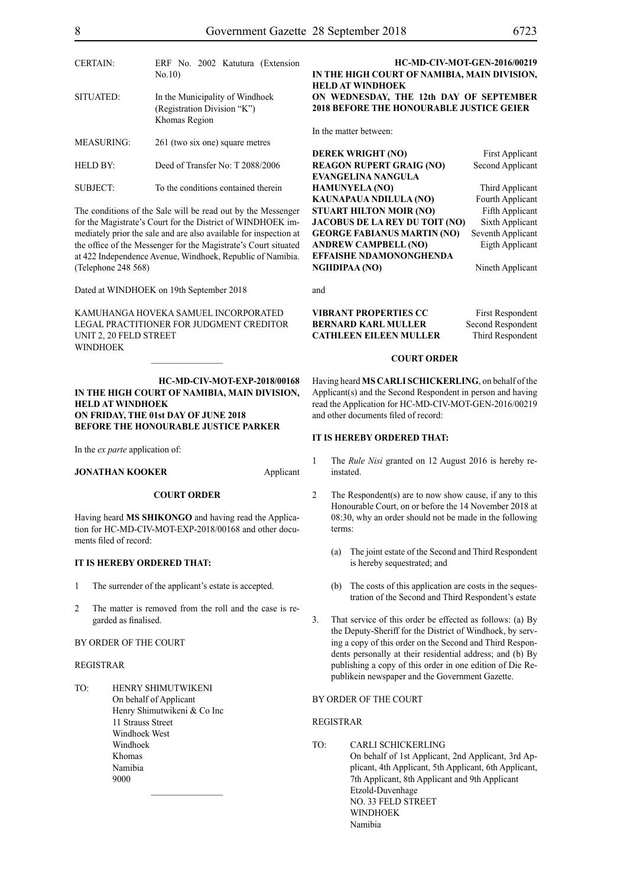| | |
|---|---|
| CERTAIN: | ERF No. 2002 Katutura (Extension No.10) |
| SITUATED: | In the Municipality of Windhoek (Registration Division "K") Khomas Region |
| MEASURING: | 261 (two six one) square metres |
| HELD BY: | Deed of Transfer No: T 2088/2006 |
| SUBJECT: | To the conditions contained therein |

The conditions of the Sale will be read out by the Messenger for the Magistrate's Court for the District of WINDHOEK immediately prior the sale and are also available for inspection at the office of the Messenger for the Magistrate's Court situated at 422 Independence Avenue, Windhoek, Republic of Namibia. (Telephone 248 568)

Dated at WINDHOEK on 19th September 2018

KAMUHANGA HOVEKA SAMUEL INCORPORATED
LEGAL PRACTITIONER FOR JUDGMENT CREDITOR
UNIT 2, 20 FELD STREET
WINDHOEK

---

**HC-MD-CIV-MOT-EXP-2018/00168**

**IN THE HIGH COURT OF NAMIBIA, MAIN DIVISION, HELD AT WINDHOEK**
**ON FRIDAY, THE 01st DAY OF JUNE 2018**
**BEFORE THE HONOURABLE JUSTICE PARKER**

In the *ex parte* application of:

**JONATHAN KOOKER** Applicant

**COURT ORDER**

Having heard **MS SHIKONGO** and having read the Application for HC-MD-CIV-MOT-EXP-2018/00168 and other documents filed of record:

**IT IS HEREBY ORDERED THAT:**

1 The surrender of the applicant's estate is accepted.

2 The matter is removed from the roll and the case is regarded as finalised.

BY ORDER OF THE COURT

REGISTRAR

TO: HENRY SHIMUTWIKENI
On behalf of Applicant
Henry Shimutwikeni & Co Inc
11 Strauss Street
Windhoek West
Windhoek
Khomas
Namibia
9000

---

**HC-MD-CIV-MOT-GEN-2016/00219**

**IN THE HIGH COURT OF NAMIBIA, MAIN DIVISION, HELD AT WINDHOEK**
**ON WEDNESDAY, THE 12th DAY OF SEPTEMBER 2018 BEFORE THE HONOURABLE JUSTICE GEIER**

In the matter between:

| | |
|---|---|
| **DEREK WRIGHT (NO)** | First Applicant |
| **REAGON RUPERT GRAIG (NO)** | Second Applicant |
| **EVANGELINA NANGULA HAMUNYELA (NO)** | Third Applicant |
| **KAUNAPAUA NDILULA (NO)** | Fourth Applicant |
| **STUART HILTON MOIR (NO)** | Fifth Applicant |
| **JACOBUS DE LA REY DU TOIT (NO)** | Sixth Applicant |
| **GEORGE FABIANUS MARTIN (NO)** | Seventh Applicant |
| **ANDREW CAMPBELL (NO)** | Eigth Applicant |
| **EFFAISHE NDAMONONGHENDA NGIIDIPAA (NO)** | Nineth Applicant |

and

| | |
|---|---|
| **VIBRANT PROPERTIES CC** | First Respondent |
| **BERNARD KARL MULLER** | Second Respondent |
| **CATHLEEN EILEEN MULLER** | Third Respondent |

**COURT ORDER**

Having heard **MS CARLI SCHICKERLING**, on behalf of the Applicant(s) and the Second Respondent in person and having read the Application for HC-MD-CIV-MOT-GEN-2016/00219 and other documents filed of record:

**IT IS HEREBY ORDERED THAT:**

1 The *Rule Nisi* granted on 12 August 2016 is hereby reinstated.

2 The Respondent(s) are to now show cause, if any to this Honourable Court, on or before the 14 November 2018 at 08:30, why an order should not be made in the following terms:

(a) The joint estate of the Second and Third Respondent is hereby sequestrated; and

(b) The costs of this application are costs in the sequestration of the Second and Third Respondent's estate

3. That service of this order be effected as follows: (a) By the Deputy-Sheriff for the District of Windhoek, by serving a copy of this order on the Second and Third Respondents personally at their residential address; and (b) By publishing a copy of this order in one edition of Die Republikein newspaper and the Government Gazette.

BY ORDER OF THE COURT

REGISTRAR

TO: CARLI SCHICKERLING
On behalf of 1st Applicant, 2nd Applicant, 3rd Applicant, 4th Applicant, 5th Applicant, 6th Applicant, 7th Applicant, 8th Applicant and 9th Applicant
Etzold-Duvenhage
NO. 33 FELD STREET
WINDHOEK
Namibia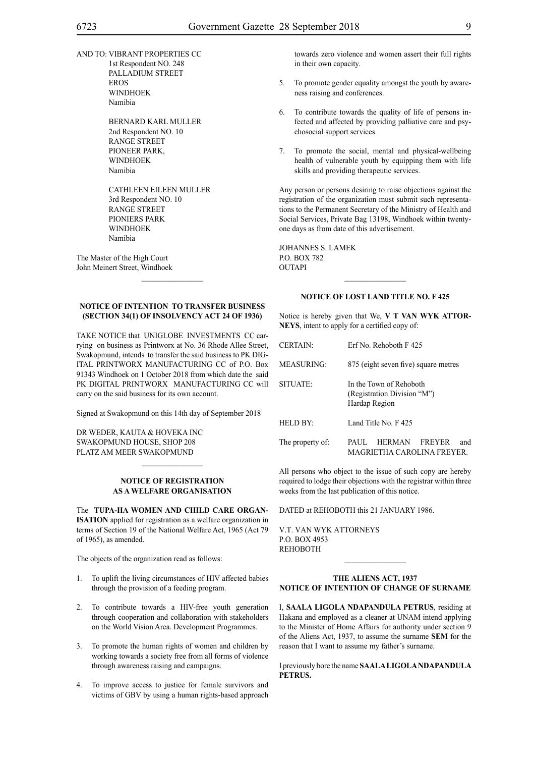AND TO: VIBRANT PROPERTIES CC
1st Respondent NO. 248
PALLADIUM STREET
EROS
WINDHOEK
Namibia

BERNARD KARL MULLER
2nd Respondent NO. 10
RANGE STREET
PIONEER PARK,
WINDHOEK
Namibia

CATHLEEN EILEEN MULLER
3rd Respondent NO. 10
RANGE STREET
PIONIERS PARK
WINDHOEK
Namibia

The Master of the High Court
John Meinert Street, Windhoek

---

**NOTICE OF INTENTION TO TRANSFER BUSINESS (SECTION 34(1) OF INSOLVENCY ACT 24 OF 1936)**

TAKE NOTICE that UNIGLOBE INVESTMENTS CC carrying on business as Printworx at No. 36 Rhode Allee Street, Swakopmund, intends to transfer the said business to PK DIGITAL PRINTWORX MANUFACTURING CC of P.O. Box 91343 Windhoek on 1 October 2018 from which date the said PK DIGITAL PRINTWORX MANUFACTURING CC will carry on the said business for its own account.

Signed at Swakopmund on this 14th day of September 2018

DR WEDER, KAUTA & HOVEKA INC
SWAKOPMUND HOUSE, SHOP 208
PLATZ AM MEER SWAKOPMUND

---

**NOTICE OF REGISTRATION AS A WELFARE ORGANISATION**

The **TUPA-HA WOMEN AND CHILD CARE ORGANISATION** applied for registration as a welfare organization in terms of Section 19 of the National Welfare Act, 1965 (Act 79 of 1965), as amended.

The objects of the organization read as follows:

1. To uplift the living circumstances of HIV affected babies through the provision of a feeding program.
2. To contribute towards a HIV-free youth generation through cooperation and collaboration with stakeholders on the World Vision Area. Development Programmes.
3. To promote the human rights of women and children by working towards a society free from all forms of violence through awareness raising and campaigns.
4. To improve access to justice for female survivors and victims of GBV by using a human rights-based approach towards zero violence and women assert their full rights in their own capacity.
5. To promote gender equality amongst the youth by awareness raising and conferences.
6. To contribute towards the quality of life of persons infected and affected by providing palliative care and psychosocial support services.
7. To promote the social, mental and physical-wellbeing health of vulnerable youth by equipping them with life skills and providing therapeutic services.

Any person or persons desiring to raise objections against the registration of the organization must submit such representations to the Permanent Secretary of the Ministry of Health and Social Services, Private Bag 13198, Windhoek within twenty-one days as from date of this advertisement.

JOHANNES S. LAMEK
P.O. BOX 782
OUTAPI

---

**NOTICE OF LOST LAND TITLE NO. F 425**

Notice is hereby given that We, **V T VAN WYK ATTORNEYS**, intent to apply for a certified copy of:

| | |
|---|---|
| CERTAIN: | Erf No. Rehoboth F 425 |
| MEASURING: | 875 (eight seven five) square metres |
| SITUATE: | In the Town of Rehoboth (Registration Division "M") Hardap Region |
| HELD BY: | Land Title No. F 425 |
| The property of: | PAUL HERMAN FREYER and MAGRIETHA CAROLINA FREYER. |

All persons who object to the issue of such copy are hereby required to lodge their objections with the registrar within three weeks from the last publication of this notice.

DATED at REHOBOTH this 21 JANUARY 1986.

V.T. VAN WYK ATTORNEYS
P.O. BOX 4953
REHOBOTH

---

**THE ALIENS ACT, 1937**
**NOTICE OF INTENTION OF CHANGE OF SURNAME**

I, **SAALA LIGOLA NDAPANDULA PETRUS**, residing at Hakana and employed as a cleaner at UNAM intend applying to the Minister of Home Affairs for authority under section 9 of the Aliens Act, 1937, to assume the surname **SEM** for the reason that I want to assume my father's surname.

I previously bore the name **SAALA LIGOLA NDAPANDULA PETRUS.**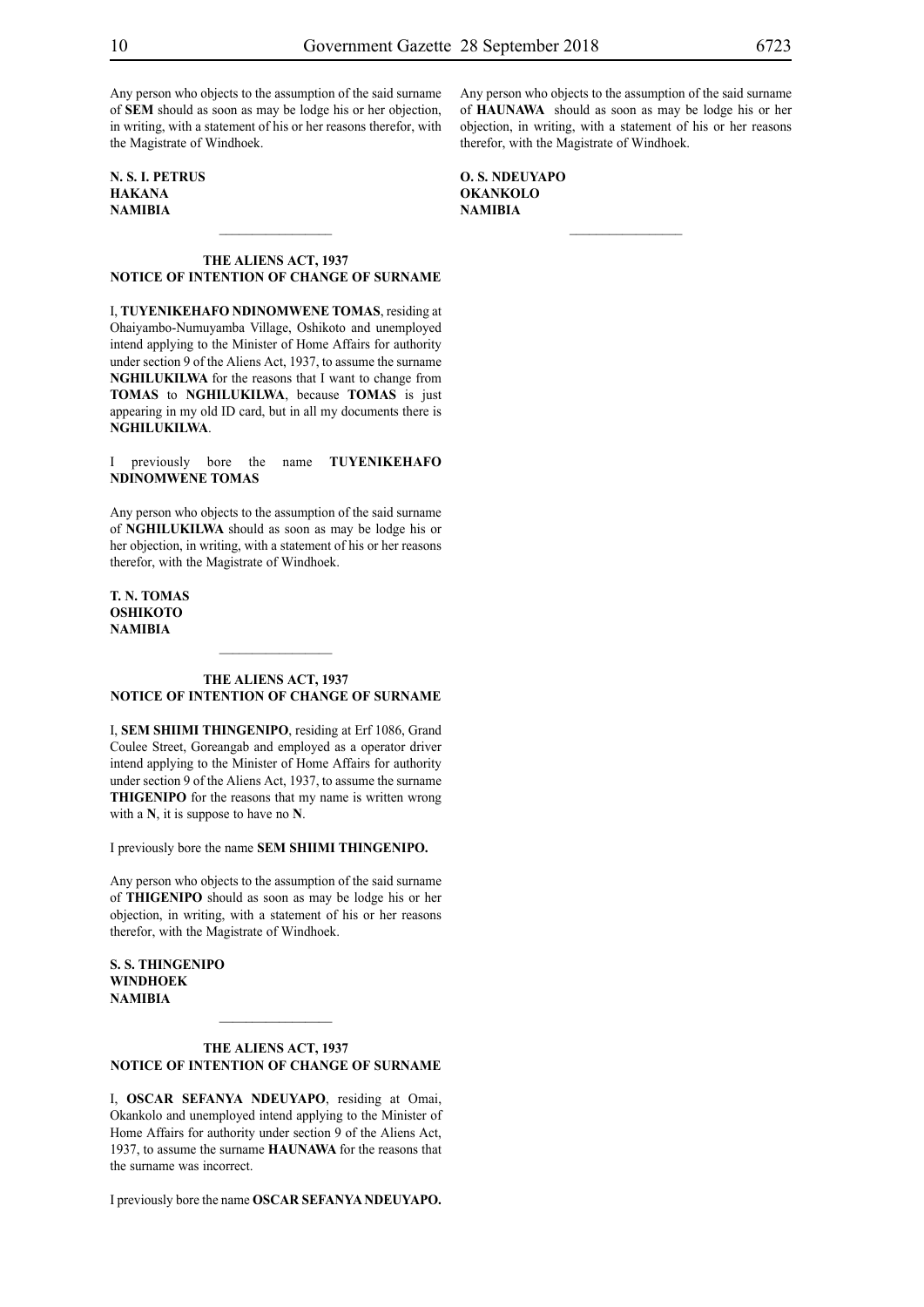Any person who objects to the assumption of the said surname of **SEM** should as soon as may be lodge his or her objection, in writing, with a statement of his or her reasons therefor, with the Magistrate of Windhoek.

**N. S. I. PETRUS**
**HAKANA**
**NAMIBIA**

---

**THE ALIENS ACT, 1937**
**NOTICE OF INTENTION OF CHANGE OF SURNAME**

I, **TUYENIKEHAFO NDINOMWENE TOMAS**, residing at Ohaiyambo-Numuyamba Village, Oshikoto and unemployed intend applying to the Minister of Home Affairs for authority under section 9 of the Aliens Act, 1937, to assume the surname **NGHILUKILWA** for the reasons that I want to change from **TOMAS** to **NGHILUKILWA**, because **TOMAS** is just appearing in my old ID card, but in all my documents there is **NGHILUKILWA**.

I previously bore the name **TUYENIKEHAFO NDINOMWENE TOMAS**

Any person who objects to the assumption of the said surname of **NGHILUKILWA** should as soon as may be lodge his or her objection, in writing, with a statement of his or her reasons therefor, with the Magistrate of Windhoek.

**T. N. TOMAS**
**OSHIKOTO**
**NAMIBIA**

---

**THE ALIENS ACT, 1937**
**NOTICE OF INTENTION OF CHANGE OF SURNAME**

I, **SEM SHIIMI THINGENIPO**, residing at Erf 1086, Grand Coulee Street, Goreangab and employed as a operator driver intend applying to the Minister of Home Affairs for authority under section 9 of the Aliens Act, 1937, to assume the surname **THIGENIPO** for the reasons that my name is written wrong with a **N**, it is suppose to have no **N**.

I previously bore the name **SEM SHIIMI THINGENIPO.**

Any person who objects to the assumption of the said surname of **THIGENIPO** should as soon as may be lodge his or her objection, in writing, with a statement of his or her reasons therefor, with the Magistrate of Windhoek.

**S. S. THINGENIPO**
**WINDHOEK**
**NAMIBIA**

---

**THE ALIENS ACT, 1937**
**NOTICE OF INTENTION OF CHANGE OF SURNAME**

I, **OSCAR SEFANYA NDEUYAPO**, residing at Omai, Okankolo and unemployed intend applying to the Minister of Home Affairs for authority under section 9 of the Aliens Act, 1937, to assume the surname **HAUNAWA** for the reasons that the surname was incorrect.

I previously bore the name **OSCAR SEFANYA NDEUYAPO.**

Any person who objects to the assumption of the said surname of **HAUNAWA** should as soon as may be lodge his or her objection, in writing, with a statement of his or her reasons therefor, with the Magistrate of Windhoek.

**O. S. NDEUYAPO**
**OKANKOLO**
**NAMIBIA**

---